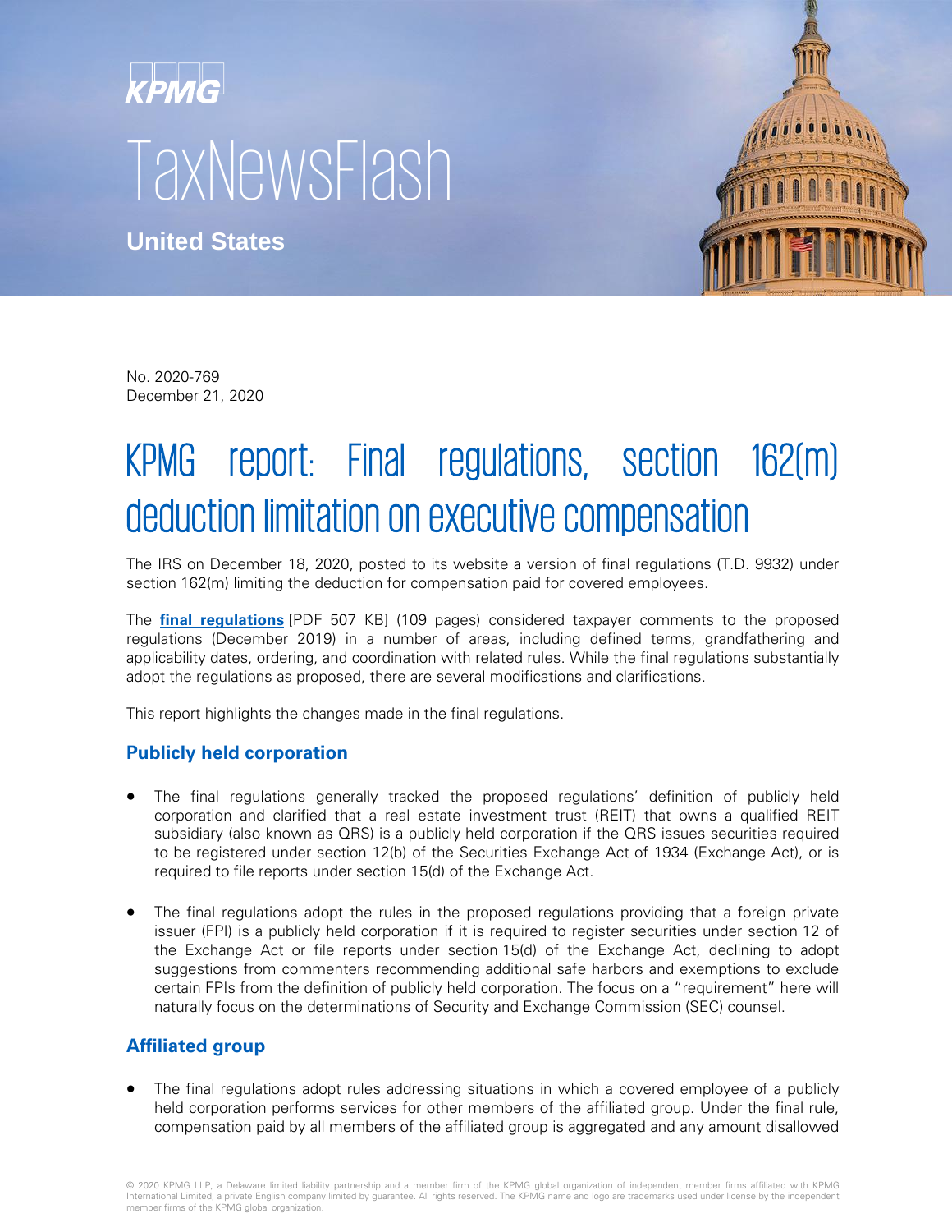KPMG

TaxNewsFlash

**United States**

No. 2020-769
December 21, 2020

# KPMG report: Final regulations, section 162(m) deduction limitation on executive compensation

The IRS on December 18, 2020, posted to its website a version of final regulations (T.D. 9932) under section 162(m) limiting the deduction for compensation paid for covered employees.

The **final regulations** [PDF 507 KB] (109 pages) considered taxpayer comments to the proposed regulations (December 2019) in a number of areas, including defined terms, grandfathering and applicability dates, ordering, and coordination with related rules. While the final regulations substantially adopt the regulations as proposed, there are several modifications and clarifications.

This report highlights the changes made in the final regulations.

## Publicly held corporation

- The final regulations generally tracked the proposed regulations' definition of publicly held corporation and clarified that a real estate investment trust (REIT) that owns a qualified REIT subsidiary (also known as QRS) is a publicly held corporation if the QRS issues securities required to be registered under section 12(b) of the Securities Exchange Act of 1934 (Exchange Act), or is required to file reports under section 15(d) of the Exchange Act.

- The final regulations adopt the rules in the proposed regulations providing that a foreign private issuer (FPI) is a publicly held corporation if it is required to register securities under section 12 of the Exchange Act or file reports under section 15(d) of the Exchange Act, declining to adopt suggestions from commenters recommending additional safe harbors and exemptions to exclude certain FPIs from the definition of publicly held corporation. The focus on a "requirement" here will naturally focus on the determinations of Security and Exchange Commission (SEC) counsel.

## Affiliated group

- The final regulations adopt rules addressing situations in which a covered employee of a publicly held corporation performs services for other members of the affiliated group. Under the final rule, compensation paid by all members of the affiliated group is aggregated and any amount disallowed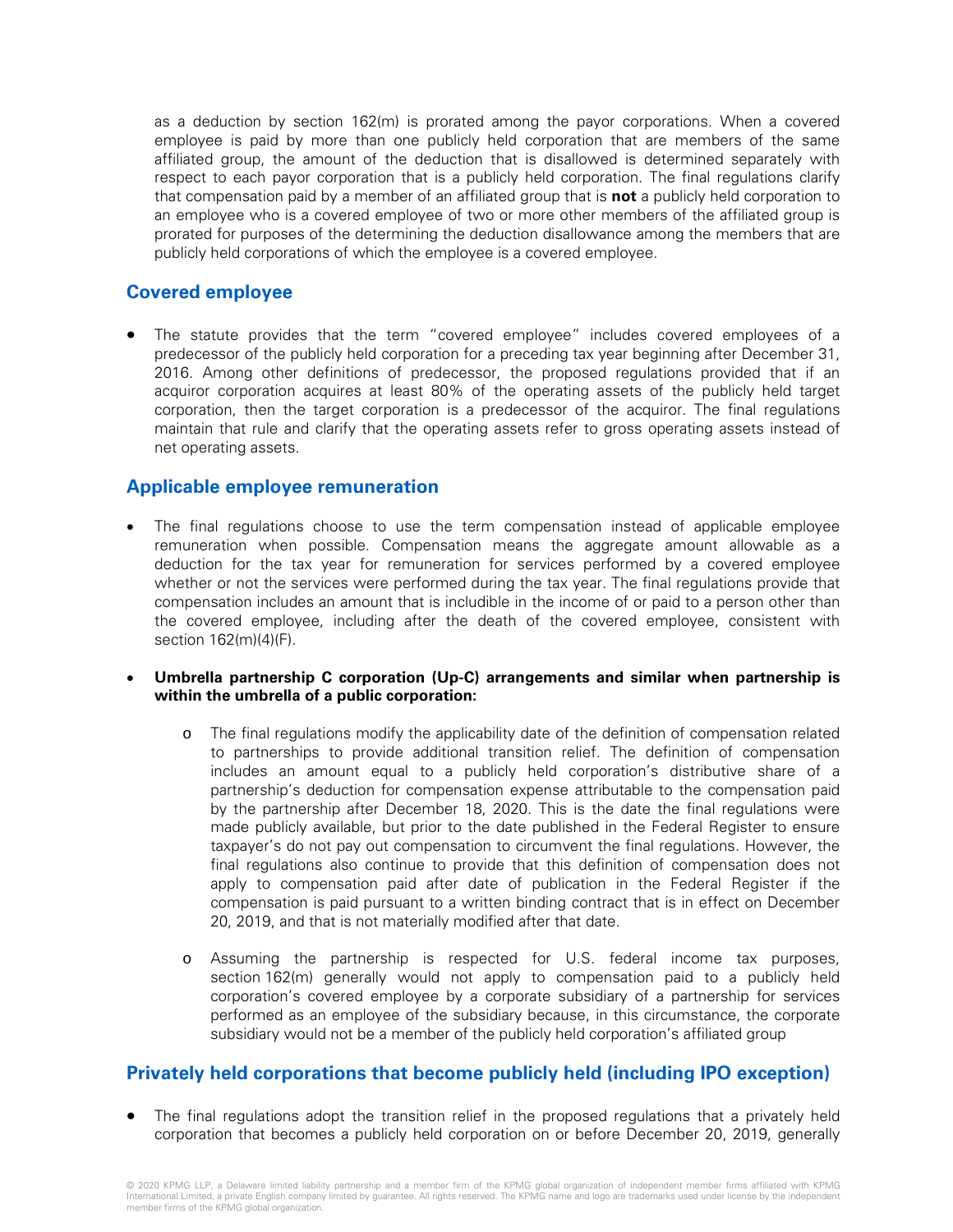as a deduction by section 162(m) is prorated among the payor corporations. When a covered employee is paid by more than one publicly held corporation that are members of the same affiliated group, the amount of the deduction that is disallowed is determined separately with respect to each payor corporation that is a publicly held corporation. The final regulations clarify that compensation paid by a member of an affiliated group that is **not** a publicly held corporation to an employee who is a covered employee of two or more other members of the affiliated group is prorated for purposes of the determining the deduction disallowance among the members that are publicly held corporations of which the employee is a covered employee.

## Covered employee

- The statute provides that the term "covered employee" includes covered employees of a predecessor of the publicly held corporation for a preceding tax year beginning after December 31, 2016. Among other definitions of predecessor, the proposed regulations provided that if an acquiror corporation acquires at least 80% of the operating assets of the publicly held target corporation, then the target corporation is a predecessor of the acquiror. The final regulations maintain that rule and clarify that the operating assets refer to gross operating assets instead of net operating assets.

## Applicable employee remuneration

- The final regulations choose to use the term compensation instead of applicable employee remuneration when possible. Compensation means the aggregate amount allowable as a deduction for the tax year for remuneration for services performed by a covered employee whether or not the services were performed during the tax year. The final regulations provide that compensation includes an amount that is includible in the income of or paid to a person other than the covered employee, including after the death of the covered employee, consistent with section 162(m)(4)(F).

- **Umbrella partnership C corporation (Up-C) arrangements and similar when partnership is within the umbrella of a public corporation:**

  - The final regulations modify the applicability date of the definition of compensation related to partnerships to provide additional transition relief. The definition of compensation includes an amount equal to a publicly held corporation's distributive share of a partnership's deduction for compensation expense attributable to the compensation paid by the partnership after December 18, 2020. This is the date the final regulations were made publicly available, but prior to the date published in the Federal Register to ensure taxpayer's do not pay out compensation to circumvent the final regulations. However, the final regulations also continue to provide that this definition of compensation does not apply to compensation paid after date of publication in the Federal Register if the compensation is paid pursuant to a written binding contract that is in effect on December 20, 2019, and that is not materially modified after that date.

  - Assuming the partnership is respected for U.S. federal income tax purposes, section 162(m) generally would not apply to compensation paid to a publicly held corporation's covered employee by a corporate subsidiary of a partnership for services performed as an employee of the subsidiary because, in this circumstance, the corporate subsidiary would not be a member of the publicly held corporation's affiliated group

## Privately held corporations that become publicly held (including IPO exception)

- The final regulations adopt the transition relief in the proposed regulations that a privately held corporation that becomes a publicly held corporation on or before December 20, 2019, generally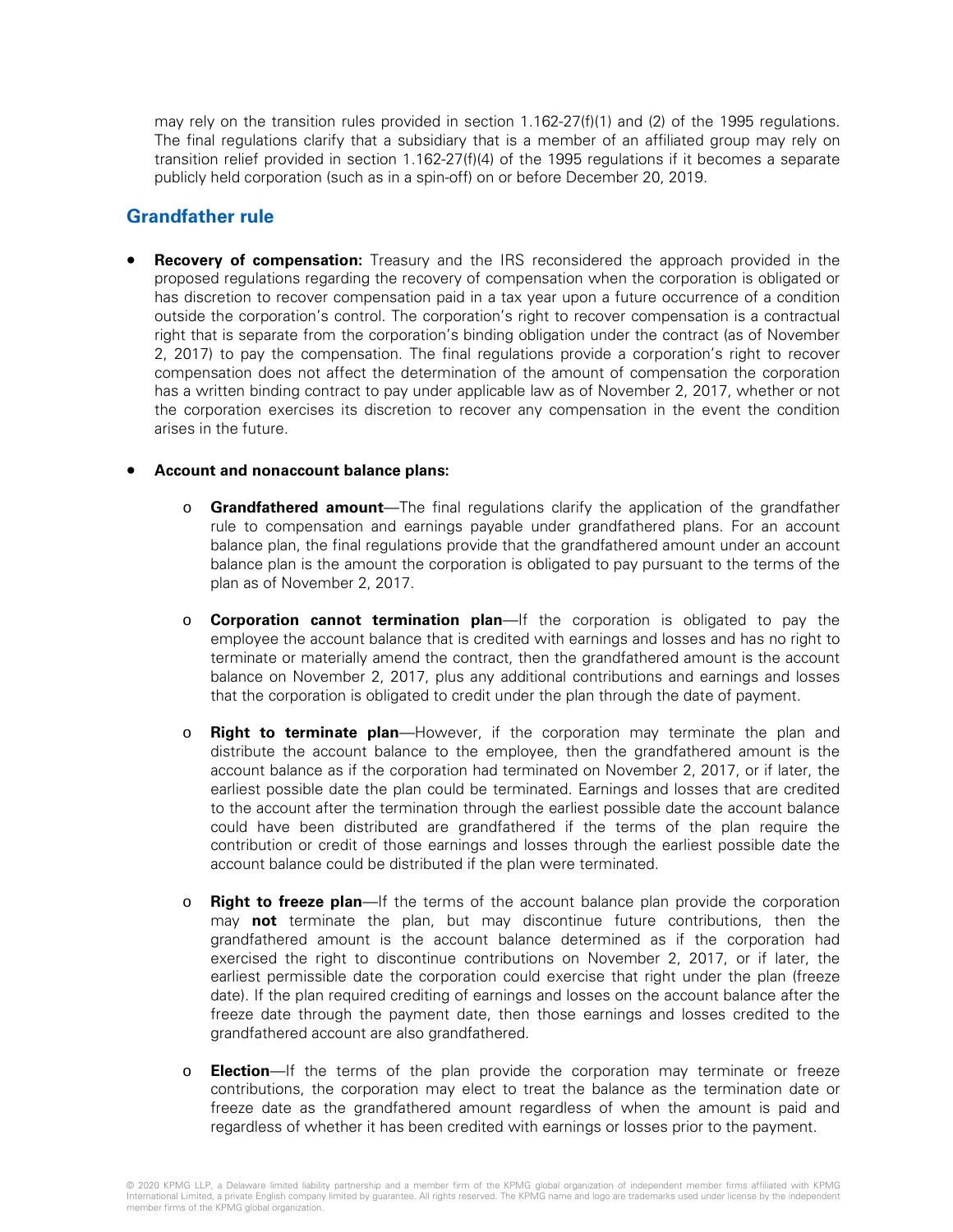may rely on the transition rules provided in section 1.162-27(f)(1) and (2) of the 1995 regulations. The final regulations clarify that a subsidiary that is a member of an affiliated group may rely on transition relief provided in section 1.162-27(f)(4) of the 1995 regulations if it becomes a separate publicly held corporation (such as in a spin-off) on or before December 20, 2019.

## Grandfather rule

- **Recovery of compensation:** Treasury and the IRS reconsidered the approach provided in the proposed regulations regarding the recovery of compensation when the corporation is obligated or has discretion to recover compensation paid in a tax year upon a future occurrence of a condition outside the corporation's control. The corporation's right to recover compensation is a contractual right that is separate from the corporation's binding obligation under the contract (as of November 2, 2017) to pay the compensation. The final regulations provide a corporation's right to recover compensation does not affect the determination of the amount of compensation the corporation has a written binding contract to pay under applicable law as of November 2, 2017, whether or not the corporation exercises its discretion to recover any compensation in the event the condition arises in the future.

- **Account and nonaccount balance plans:**

  - **Grandfathered amount**—The final regulations clarify the application of the grandfather rule to compensation and earnings payable under grandfathered plans. For an account balance plan, the final regulations provide that the grandfathered amount under an account balance plan is the amount the corporation is obligated to pay pursuant to the terms of the plan as of November 2, 2017.

  - **Corporation cannot termination plan**—If the corporation is obligated to pay the employee the account balance that is credited with earnings and losses and has no right to terminate or materially amend the contract, then the grandfathered amount is the account balance on November 2, 2017, plus any additional contributions and earnings and losses that the corporation is obligated to credit under the plan through the date of payment.

  - **Right to terminate plan**—However, if the corporation may terminate the plan and distribute the account balance to the employee, then the grandfathered amount is the account balance as if the corporation had terminated on November 2, 2017, or if later, the earliest possible date the plan could be terminated. Earnings and losses that are credited to the account after the termination through the earliest possible date the account balance could have been distributed are grandfathered if the terms of the plan require the contribution or credit of those earnings and losses through the earliest possible date the account balance could be distributed if the plan were terminated.

  - **Right to freeze plan**—If the terms of the account balance plan provide the corporation may **not** terminate the plan, but may discontinue future contributions, then the grandfathered amount is the account balance determined as if the corporation had exercised the right to discontinue contributions on November 2, 2017, or if later, the earliest permissible date the corporation could exercise that right under the plan (freeze date). If the plan required crediting of earnings and losses on the account balance after the freeze date through the payment date, then those earnings and losses credited to the grandfathered account are also grandfathered.

  - **Election**—If the terms of the plan provide the corporation may terminate or freeze contributions, the corporation may elect to treat the balance as the termination date or freeze date as the grandfathered amount regardless of when the amount is paid and regardless of whether it has been credited with earnings or losses prior to the payment.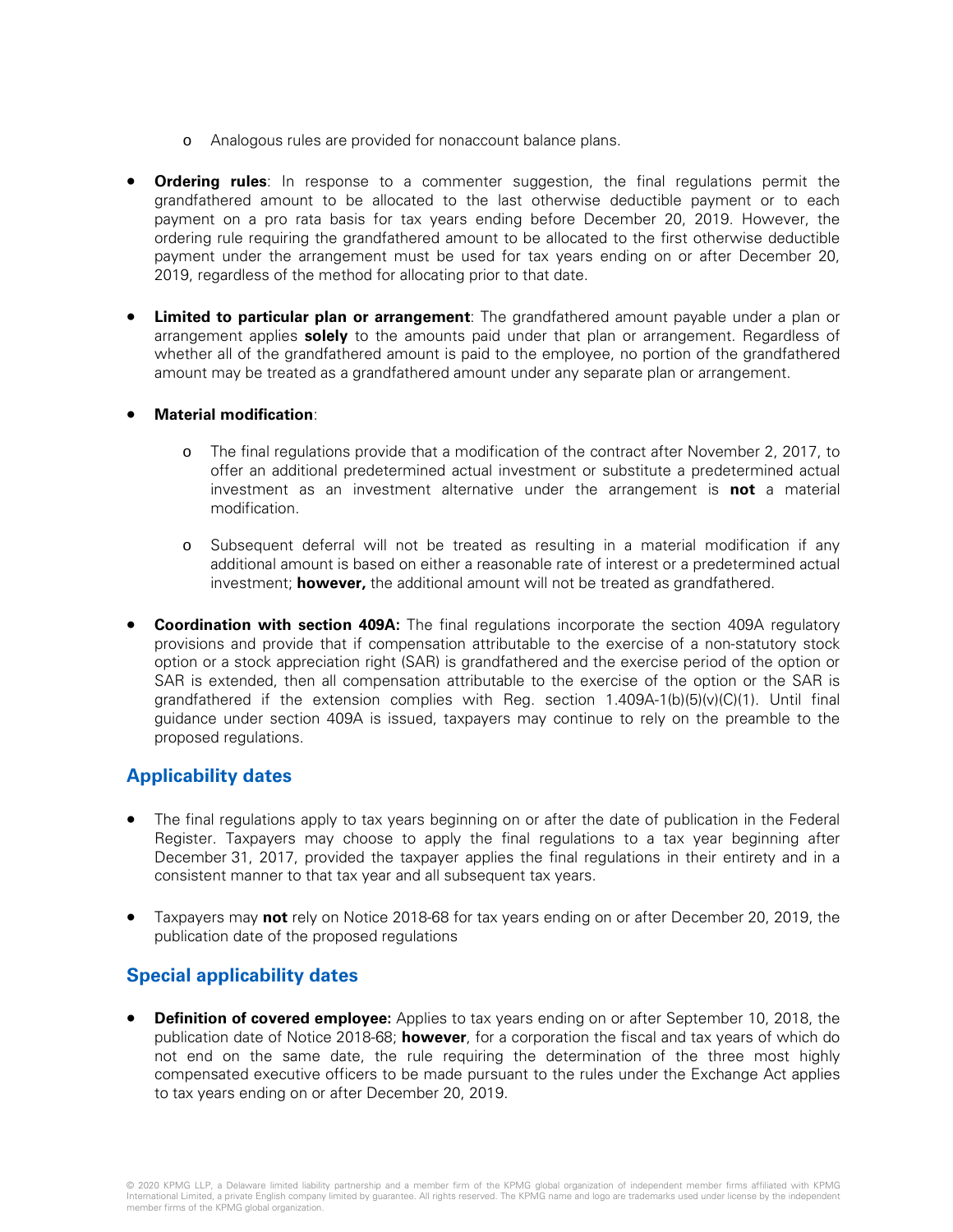- Analogous rules are provided for nonaccount balance plans.

- **Ordering rules**: In response to a commenter suggestion, the final regulations permit the grandfathered amount to be allocated to the last otherwise deductible payment or to each payment on a pro rata basis for tax years ending before December 20, 2019. However, the ordering rule requiring the grandfathered amount to be allocated to the first otherwise deductible payment under the arrangement must be used for tax years ending on or after December 20, 2019, regardless of the method for allocating prior to that date.

- **Limited to particular plan or arrangement**: The grandfathered amount payable under a plan or arrangement applies **solely** to the amounts paid under that plan or arrangement. Regardless of whether all of the grandfathered amount is paid to the employee, no portion of the grandfathered amount may be treated as a grandfathered amount under any separate plan or arrangement.

- **Material modification**:

  - The final regulations provide that a modification of the contract after November 2, 2017, to offer an additional predetermined actual investment or substitute a predetermined actual investment as an investment alternative under the arrangement is **not** a material modification.

  - Subsequent deferral will not be treated as resulting in a material modification if any additional amount is based on either a reasonable rate of interest or a predetermined actual investment; **however,** the additional amount will not be treated as grandfathered.

- **Coordination with section 409A:** The final regulations incorporate the section 409A regulatory provisions and provide that if compensation attributable to the exercise of a non-statutory stock option or a stock appreciation right (SAR) is grandfathered and the exercise period of the option or SAR is extended, then all compensation attributable to the exercise of the option or the SAR is grandfathered if the extension complies with Reg. section 1.409A-1(b)(5)(v)(C)(1). Until final guidance under section 409A is issued, taxpayers may continue to rely on the preamble to the proposed regulations.

## Applicability dates

- The final regulations apply to tax years beginning on or after the date of publication in the Federal Register. Taxpayers may choose to apply the final regulations to a tax year beginning after December 31, 2017, provided the taxpayer applies the final regulations in their entirety and in a consistent manner to that tax year and all subsequent tax years.

- Taxpayers may **not** rely on Notice 2018-68 for tax years ending on or after December 20, 2019, the publication date of the proposed regulations

## Special applicability dates

- **Definition of covered employee:** Applies to tax years ending on or after September 10, 2018, the publication date of Notice 2018-68; **however**, for a corporation the fiscal and tax years of which do not end on the same date, the rule requiring the determination of the three most highly compensated executive officers to be made pursuant to the rules under the Exchange Act applies to tax years ending on or after December 20, 2019.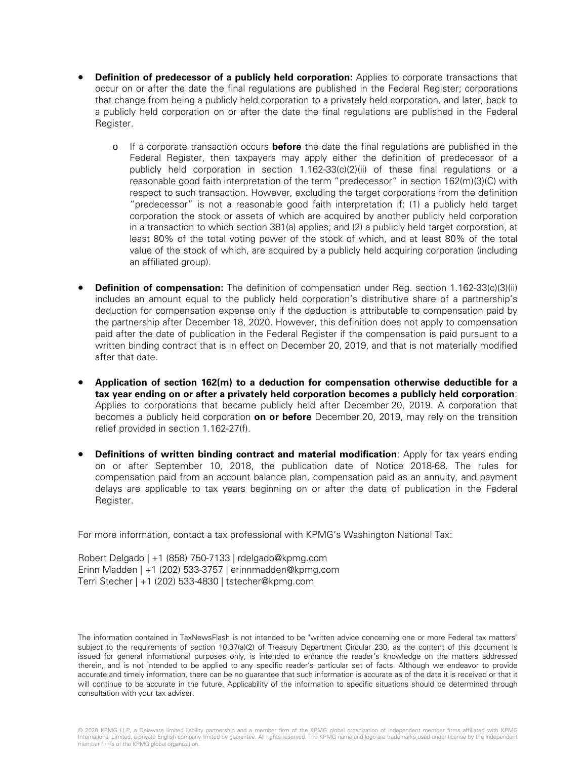- **Definition of predecessor of a publicly held corporation:** Applies to corporate transactions that occur on or after the date the final regulations are published in the Federal Register; corporations that change from being a publicly held corporation to a privately held corporation, and later, back to a publicly held corporation on or after the date the final regulations are published in the Federal Register.
    - If a corporate transaction occurs **before** the date the final regulations are published in the Federal Register, then taxpayers may apply either the definition of predecessor of a publicly held corporation in section 1.162-33(c)(2)(ii) of these final regulations or a reasonable good faith interpretation of the term "predecessor" in section 162(m)(3)(C) with respect to such transaction. However, excluding the target corporations from the definition "predecessor" is not a reasonable good faith interpretation if: (1) a publicly held target corporation the stock or assets of which are acquired by another publicly held corporation in a transaction to which section 381(a) applies; and (2) a publicly held target corporation, at least 80% of the total voting power of the stock of which, and at least 80% of the total value of the stock of which, are acquired by a publicly held acquiring corporation (including an affiliated group).

- **Definition of compensation:** The definition of compensation under Reg. section 1.162-33(c)(3)(ii) includes an amount equal to the publicly held corporation's distributive share of a partnership's deduction for compensation expense only if the deduction is attributable to compensation paid by the partnership after December 18, 2020. However, this definition does not apply to compensation paid after the date of publication in the Federal Register if the compensation is paid pursuant to a written binding contract that is in effect on December 20, 2019, and that is not materially modified after that date.

- **Application of section 162(m) to a deduction for compensation otherwise deductible for a tax year ending on or after a privately held corporation becomes a publicly held corporation**: Applies to corporations that became publicly held after December 20, 2019. A corporation that becomes a publicly held corporation **on or before** December 20, 2019, may rely on the transition relief provided in section 1.162-27(f).

- **Definitions of written binding contract and material modification**: Apply for tax years ending on or after September 10, 2018, the publication date of Notice 2018-68. The rules for compensation paid from an account balance plan, compensation paid as an annuity, and payment delays are applicable to tax years beginning on or after the date of publication in the Federal Register.

For more information, contact a tax professional with KPMG's Washington National Tax:

Robert Delgado | +1 (858) 750-7133 | rdelgado@kpmg.com
Erinn Madden | +1 (202) 533-3757 | erinnmadden@kpmg.com
Terri Stecher | +1 (202) 533-4830 | tstecher@kpmg.com

The information contained in TaxNewsFlash is not intended to be "written advice concerning one or more Federal tax matters" subject to the requirements of section 10.37(a)(2) of Treasury Department Circular 230, as the content of this document is issued for general informational purposes only, is intended to enhance the reader's knowledge on the matters addressed therein, and is not intended to be applied to any specific reader's particular set of facts. Although we endeavor to provide accurate and timely information, there can be no guarantee that such information is accurate as of the date it is received or that it will continue to be accurate in the future. Applicability of the information to specific situations should be determined through consultation with your tax adviser.

© 2020 KPMG LLP, a Delaware limited liability partnership and a member firm of the KPMG global organization of independent member firms affiliated with KPMG International Limited, a private English company limited by guarantee. All rights reserved. The KPMG name and logo are trademarks used under license by the independent member firms of the KPMG global organization.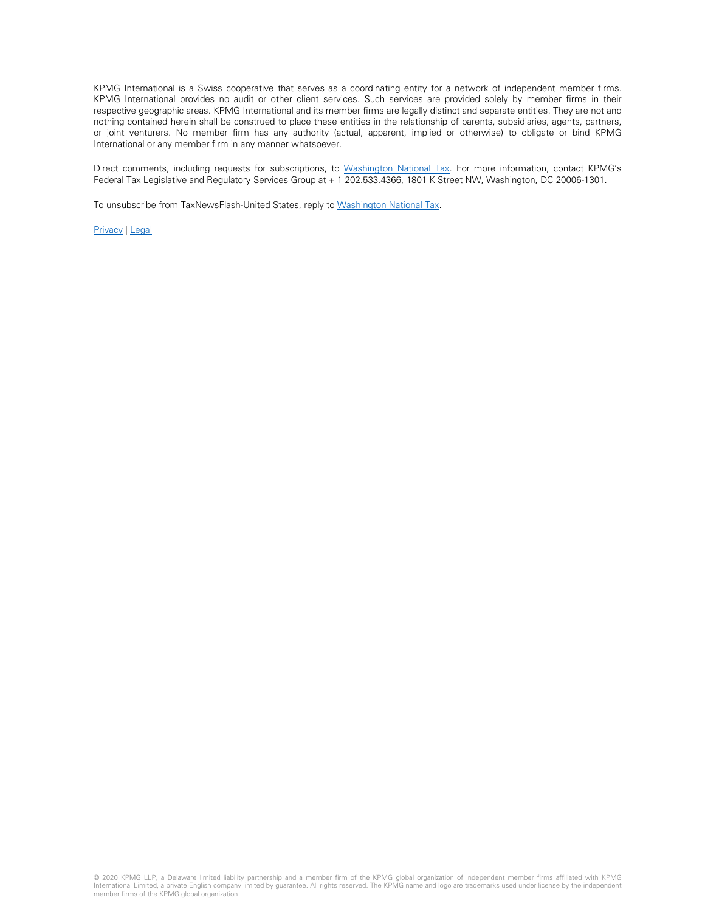KPMG International is a Swiss cooperative that serves as a coordinating entity for a network of independent member firms. KPMG International provides no audit or other client services. Such services are provided solely by member firms in their respective geographic areas. KPMG International and its member firms are legally distinct and separate entities. They are not and nothing contained herein shall be construed to place these entities in the relationship of parents, subsidiaries, agents, partners, or joint venturers. No member firm has any authority (actual, apparent, implied or otherwise) to obligate or bind KPMG International or any member firm in any manner whatsoever.

Direct comments, including requests for subscriptions, to Washington National Tax. For more information, contact KPMG's Federal Tax Legislative and Regulatory Services Group at + 1 202.533.4366, 1801 K Street NW, Washington, DC 20006-1301.

To unsubscribe from TaxNewsFlash-United States, reply to Washington National Tax.

Privacy | Legal

© 2020 KPMG LLP, a Delaware limited liability partnership and a member firm of the KPMG global organization of independent member firms affiliated with KPMG International Limited, a private English company limited by guarantee. All rights reserved. The KPMG name and logo are trademarks used under license by the independent member firms of the KPMG global organization.